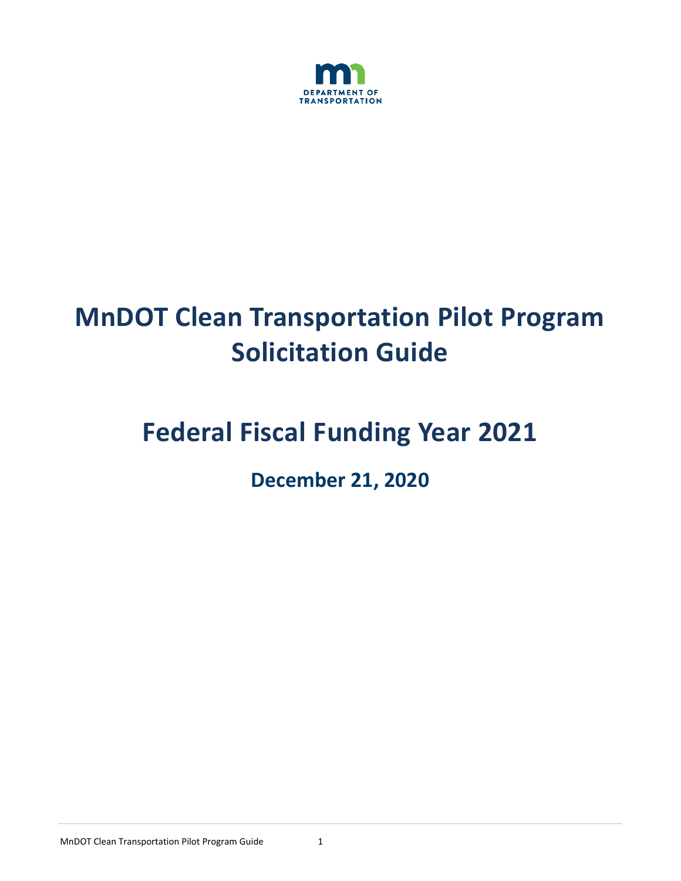# MnDOT Clean Transportation Pilot Program Solicitation Guide

# Federal Fiscal Funding Year 2021

## December 21, 2020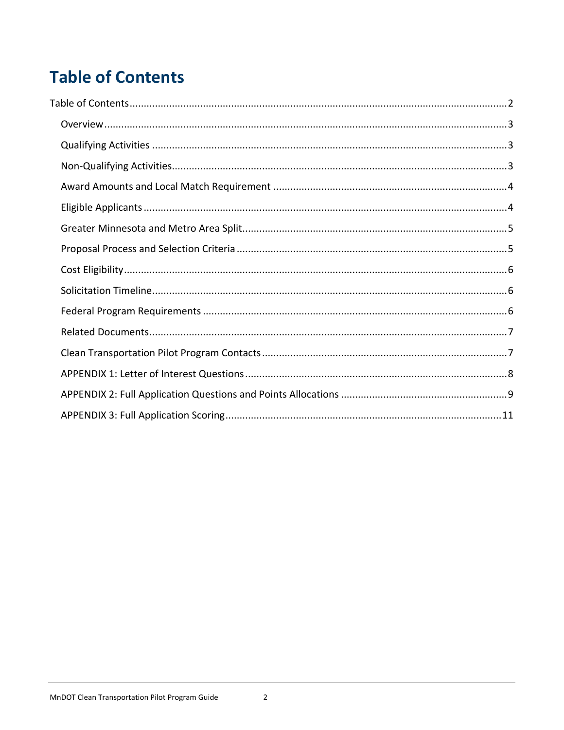# Table of Contents

Table of Contents....................................................................................................................2

- Overview....................................................................................................................3
- Qualifying Activities....................................................................................................3
- Non-Qualifying Activities.............................................................................................3
- Award Amounts and Local Match Requirement.............................................................4
- Eligible Applicants.......................................................................................................4
- Greater Minnesota and Metro Area Split.......................................................................5
- Proposal Process and Selection Criteria........................................................................5
- Cost Eligibility.............................................................................................................6
- Solicitation Timeline....................................................................................................6
- Federal Program Requirements....................................................................................6
- Related Documents......................................................................................................7
- Clean Transportation Pilot Program Contacts................................................................7
- APPENDIX 1: Letter of Interest Questions.....................................................................8
- APPENDIX 2: Full Application Questions and Points Allocations.....................................9
- APPENDIX 3: Full Application Scoring.........................................................................11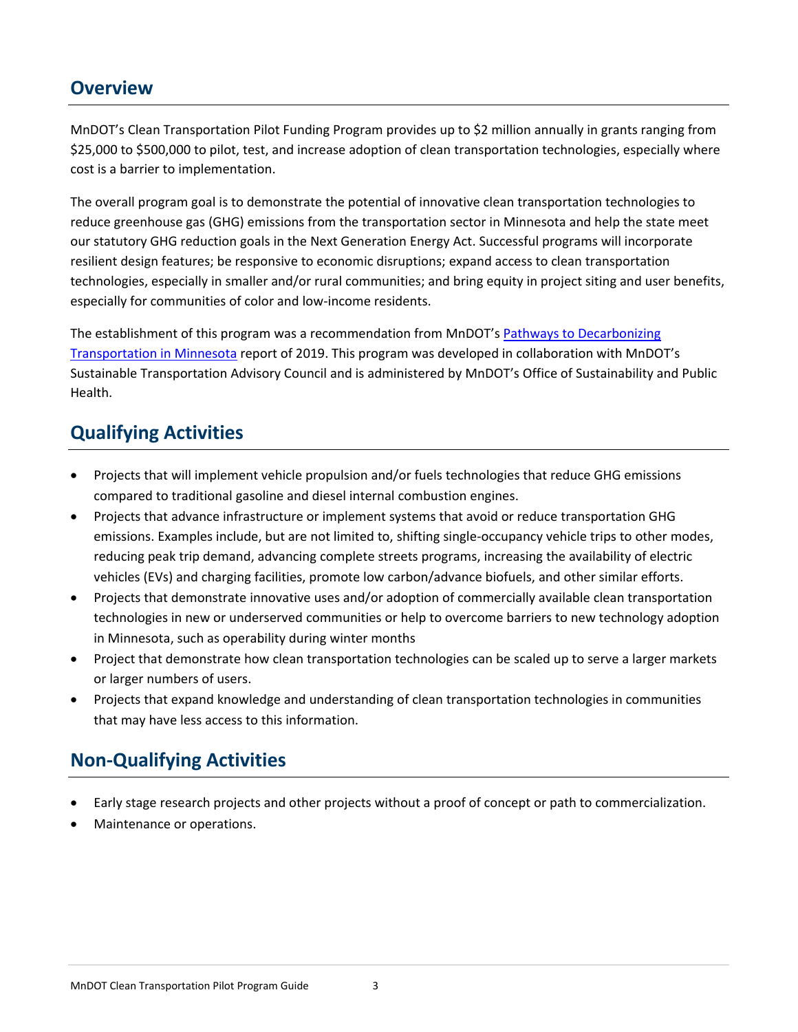## Overview

MnDOT's Clean Transportation Pilot Funding Program provides up to $2 million annually in grants ranging from $25,000 to $500,000 to pilot, test, and increase adoption of clean transportation technologies, especially where cost is a barrier to implementation.

The overall program goal is to demonstrate the potential of innovative clean transportation technologies to reduce greenhouse gas (GHG) emissions from the transportation sector in Minnesota and help the state meet our statutory GHG reduction goals in the Next Generation Energy Act. Successful programs will incorporate resilient design features; be responsive to economic disruptions; expand access to clean transportation technologies, especially in smaller and/or rural communities; and bring equity in project siting and user benefits, especially for communities of color and low-income residents.

The establishment of this program was a recommendation from MnDOT's Pathways to Decarbonizing Transportation in Minnesota report of 2019. This program was developed in collaboration with MnDOT's Sustainable Transportation Advisory Council and is administered by MnDOT's Office of Sustainability and Public Health.

## Qualifying Activities

- Projects that will implement vehicle propulsion and/or fuels technologies that reduce GHG emissions compared to traditional gasoline and diesel internal combustion engines.
- Projects that advance infrastructure or implement systems that avoid or reduce transportation GHG emissions. Examples include, but are not limited to, shifting single-occupancy vehicle trips to other modes, reducing peak trip demand, advancing complete streets programs, increasing the availability of electric vehicles (EVs) and charging facilities, promote low carbon/advance biofuels, and other similar efforts.
- Projects that demonstrate innovative uses and/or adoption of commercially available clean transportation technologies in new or underserved communities or help to overcome barriers to new technology adoption in Minnesota, such as operability during winter months
- Project that demonstrate how clean transportation technologies can be scaled up to serve a larger markets or larger numbers of users.
- Projects that expand knowledge and understanding of clean transportation technologies in communities that may have less access to this information.

## Non-Qualifying Activities

- Early stage research projects and other projects without a proof of concept or path to commercialization.
- Maintenance or operations.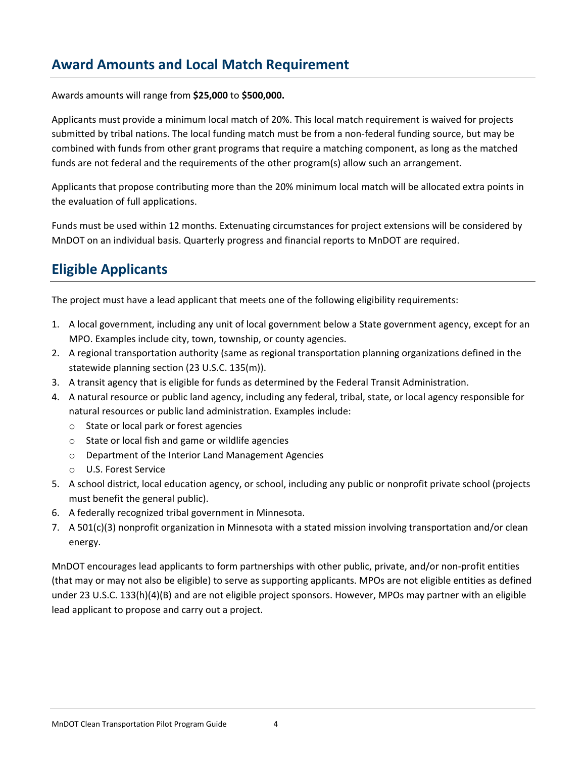## Award Amounts and Local Match Requirement

Awards amounts will range from **$25,000** to **$500,000.**

Applicants must provide a minimum local match of 20%. This local match requirement is waived for projects submitted by tribal nations. The local funding match must be from a non-federal funding source, but may be combined with funds from other grant programs that require a matching component, as long as the matched funds are not federal and the requirements of the other program(s) allow such an arrangement.

Applicants that propose contributing more than the 20% minimum local match will be allocated extra points in the evaluation of full applications.

Funds must be used within 12 months. Extenuating circumstances for project extensions will be considered by MnDOT on an individual basis. Quarterly progress and financial reports to MnDOT are required.

## Eligible Applicants

The project must have a lead applicant that meets one of the following eligibility requirements:

1. A local government, including any unit of local government below a State government agency, except for an MPO. Examples include city, town, township, or county agencies.
2. A regional transportation authority (same as regional transportation planning organizations defined in the statewide planning section (23 U.S.C. 135(m)).
3. A transit agency that is eligible for funds as determined by the Federal Transit Administration.
4. A natural resource or public land agency, including any federal, tribal, state, or local agency responsible for natural resources or public land administration. Examples include:
   - State or local park or forest agencies
   - State or local fish and game or wildlife agencies
   - Department of the Interior Land Management Agencies
   - U.S. Forest Service
5. A school district, local education agency, or school, including any public or nonprofit private school (projects must benefit the general public).
6. A federally recognized tribal government in Minnesota.
7. A 501(c)(3) nonprofit organization in Minnesota with a stated mission involving transportation and/or clean energy.

MnDOT encourages lead applicants to form partnerships with other public, private, and/or non-profit entities (that may or may not also be eligible) to serve as supporting applicants. MPOs are not eligible entities as defined under 23 U.S.C. 133(h)(4)(B) and are not eligible project sponsors. However, MPOs may partner with an eligible lead applicant to propose and carry out a project.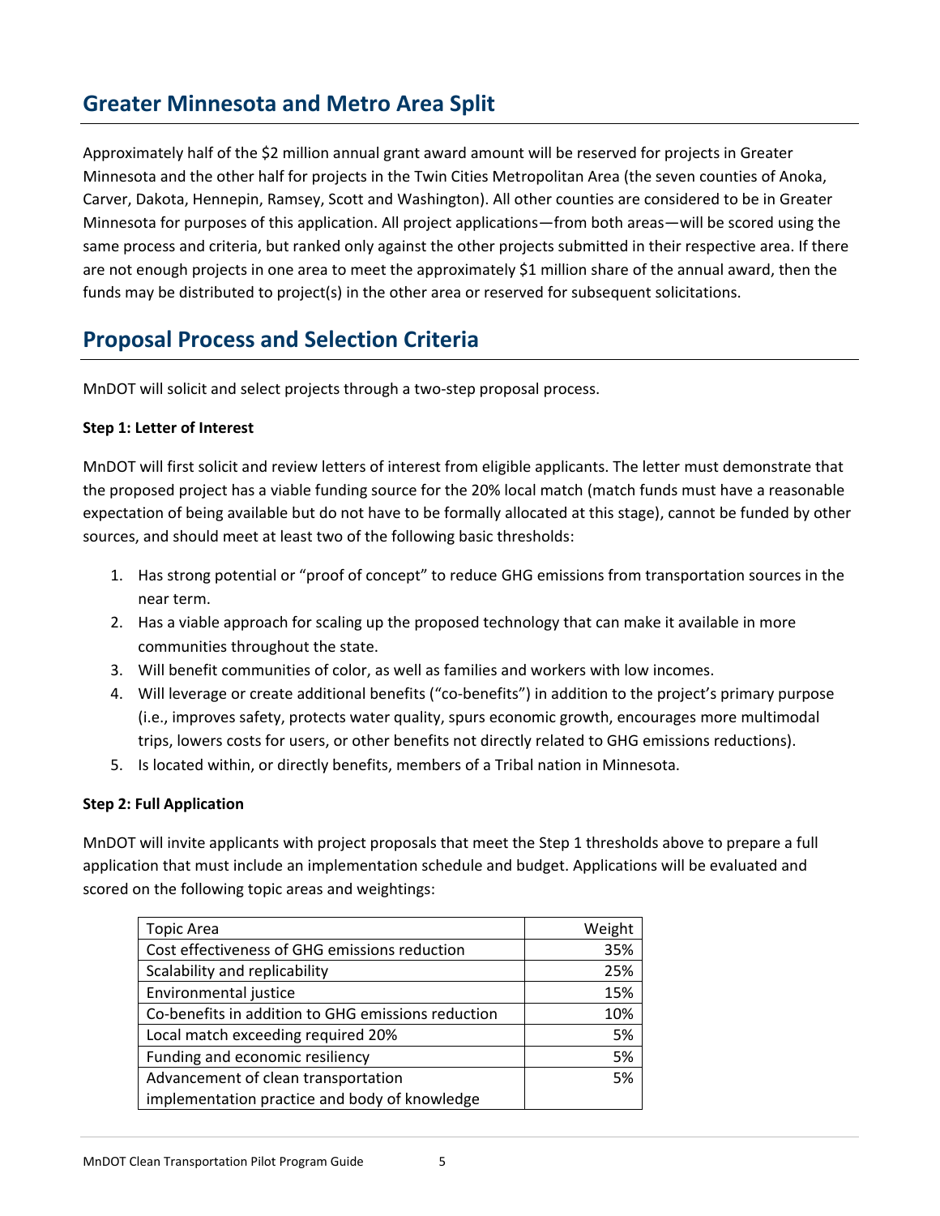## Greater Minnesota and Metro Area Split

Approximately half of the $2 million annual grant award amount will be reserved for projects in Greater Minnesota and the other half for projects in the Twin Cities Metropolitan Area (the seven counties of Anoka, Carver, Dakota, Hennepin, Ramsey, Scott and Washington). All other counties are considered to be in Greater Minnesota for purposes of this application. All project applications—from both areas—will be scored using the same process and criteria, but ranked only against the other projects submitted in their respective area. If there are not enough projects in one area to meet the approximately $1 million share of the annual award, then the funds may be distributed to project(s) in the other area or reserved for subsequent solicitations.

## Proposal Process and Selection Criteria

MnDOT will solicit and select projects through a two-step proposal process.

**Step 1: Letter of Interest**

MnDOT will first solicit and review letters of interest from eligible applicants. The letter must demonstrate that the proposed project has a viable funding source for the 20% local match (match funds must have a reasonable expectation of being available but do not have to be formally allocated at this stage), cannot be funded by other sources, and should meet at least two of the following basic thresholds:

1. Has strong potential or "proof of concept" to reduce GHG emissions from transportation sources in the near term.
2. Has a viable approach for scaling up the proposed technology that can make it available in more communities throughout the state.
3. Will benefit communities of color, as well as families and workers with low incomes.
4. Will leverage or create additional benefits ("co-benefits") in addition to the project's primary purpose (i.e., improves safety, protects water quality, spurs economic growth, encourages more multimodal trips, lowers costs for users, or other benefits not directly related to GHG emissions reductions).
5. Is located within, or directly benefits, members of a Tribal nation in Minnesota.

**Step 2: Full Application**

MnDOT will invite applicants with project proposals that meet the Step 1 thresholds above to prepare a full application that must include an implementation schedule and budget. Applications will be evaluated and scored on the following topic areas and weightings:

| Topic Area | Weight |
|---|---|
| Cost effectiveness of GHG emissions reduction | 35% |
| Scalability and replicability | 25% |
| Environmental justice | 15% |
| Co-benefits in addition to GHG emissions reduction | 10% |
| Local match exceeding required 20% | 5% |
| Funding and economic resiliency | 5% |
| Advancement of clean transportation implementation practice and body of knowledge | 5% |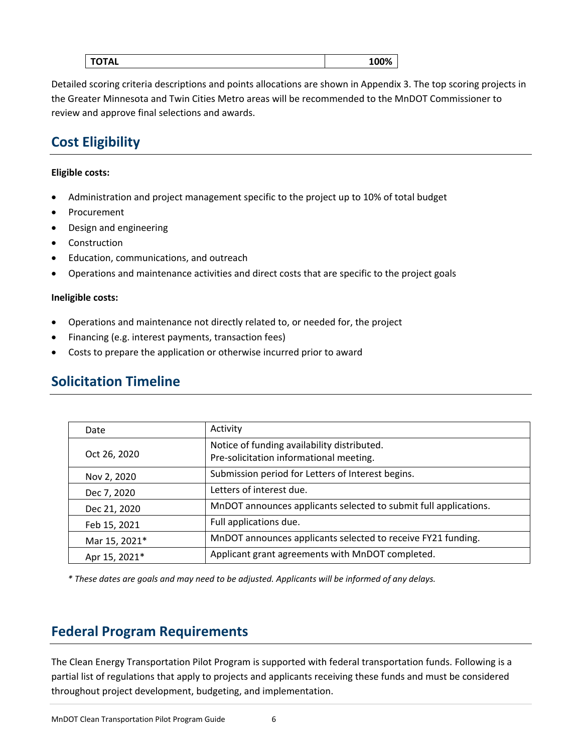| TOTAL | 100% |
|---|---|

Detailed scoring criteria descriptions and points allocations are shown in Appendix 3. The top scoring projects in the Greater Minnesota and Twin Cities Metro areas will be recommended to the MnDOT Commissioner to review and approve final selections and awards.

## Cost Eligibility

**Eligible costs:**

- Administration and project management specific to the project up to 10% of total budget
- Procurement
- Design and engineering
- Construction
- Education, communications, and outreach
- Operations and maintenance activities and direct costs that are specific to the project goals

**Ineligible costs:**

- Operations and maintenance not directly related to, or needed for, the project
- Financing (e.g. interest payments, transaction fees)
- Costs to prepare the application or otherwise incurred prior to award

## Solicitation Timeline

| Date | Activity |
|---|---|
| Oct 26, 2020 | Notice of funding availability distributed.<br>Pre-solicitation informational meeting. |
| Nov 2, 2020 | Submission period for Letters of Interest begins. |
| Dec 7, 2020 | Letters of interest due. |
| Dec 21, 2020 | MnDOT announces applicants selected to submit full applications. |
| Feb 15, 2021 | Full applications due. |
| Mar 15, 2021* | MnDOT announces applicants selected to receive FY21 funding. |
| Apr 15, 2021* | Applicant grant agreements with MnDOT completed. |

*\* These dates are goals and may need to be adjusted. Applicants will be informed of any delays.*

## Federal Program Requirements

The Clean Energy Transportation Pilot Program is supported with federal transportation funds. Following is a partial list of regulations that apply to projects and applicants receiving these funds and must be considered throughout project development, budgeting, and implementation.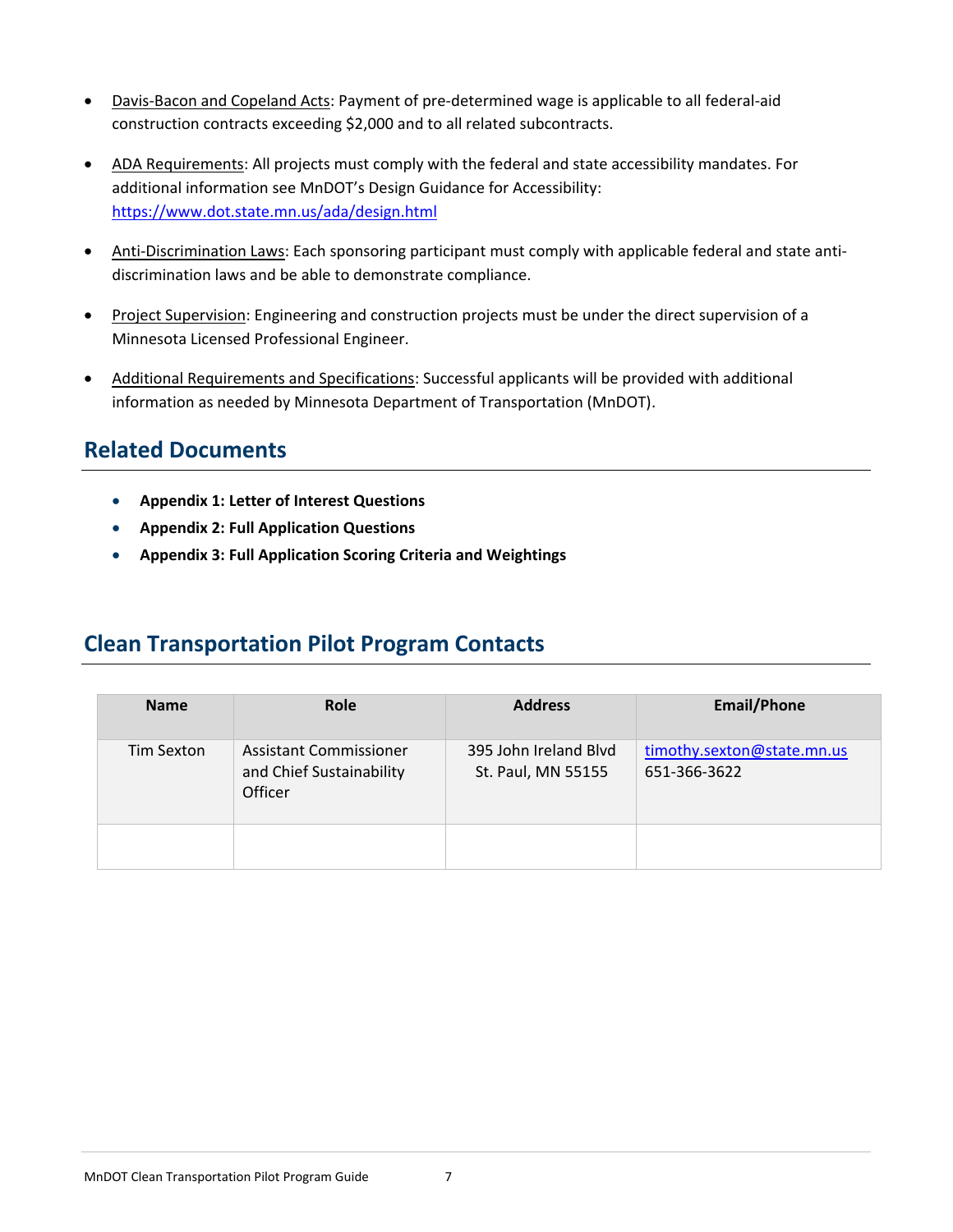- Davis-Bacon and Copeland Acts: Payment of pre-determined wage is applicable to all federal-aid construction contracts exceeding $2,000 and to all related subcontracts.
- ADA Requirements: All projects must comply with the federal and state accessibility mandates. For additional information see MnDOT's Design Guidance for Accessibility: https://www.dot.state.mn.us/ada/design.html
- Anti-Discrimination Laws: Each sponsoring participant must comply with applicable federal and state anti-discrimination laws and be able to demonstrate compliance.
- Project Supervision: Engineering and construction projects must be under the direct supervision of a Minnesota Licensed Professional Engineer.
- Additional Requirements and Specifications: Successful applicants will be provided with additional information as needed by Minnesota Department of Transportation (MnDOT).

## Related Documents

- **Appendix 1: Letter of Interest Questions**
- **Appendix 2: Full Application Questions**
- **Appendix 3: Full Application Scoring Criteria and Weightings**

## Clean Transportation Pilot Program Contacts

| Name | Role | Address | Email/Phone |
|---|---|---|---|
| Tim Sexton | Assistant Commissioner and Chief Sustainability Officer | 395 John Ireland Blvd St. Paul, MN 55155 | timothy.sexton@state.mn.us 651-366-3622 |
| | | | |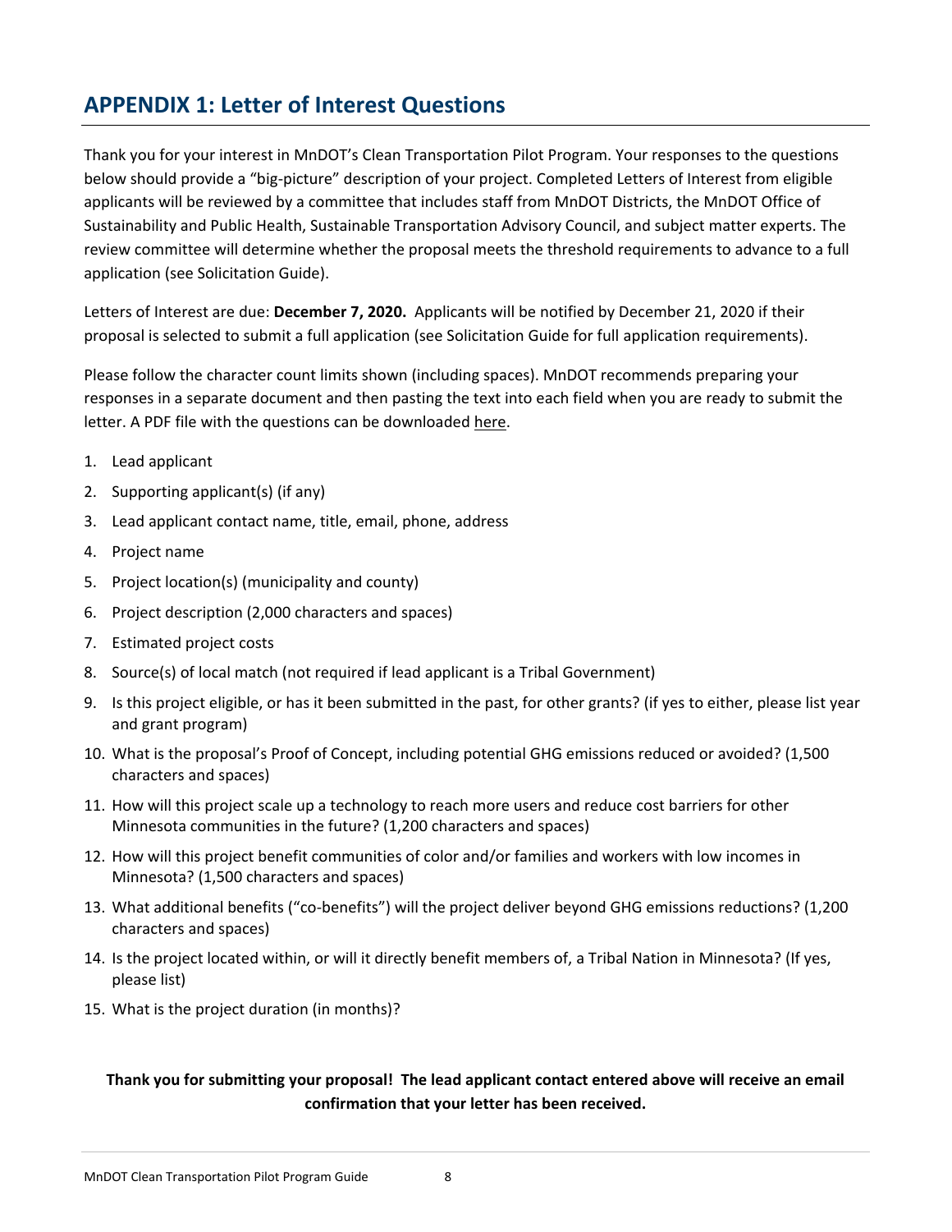## APPENDIX 1: Letter of Interest Questions

Thank you for your interest in MnDOT's Clean Transportation Pilot Program. Your responses to the questions below should provide a "big-picture" description of your project. Completed Letters of Interest from eligible applicants will be reviewed by a committee that includes staff from MnDOT Districts, the MnDOT Office of Sustainability and Public Health, Sustainable Transportation Advisory Council, and subject matter experts. The review committee will determine whether the proposal meets the threshold requirements to advance to a full application (see Solicitation Guide).

Letters of Interest are due: **December 7, 2020.** Applicants will be notified by December 21, 2020 if their proposal is selected to submit a full application (see Solicitation Guide for full application requirements).

Please follow the character count limits shown (including spaces). MnDOT recommends preparing your responses in a separate document and then pasting the text into each field when you are ready to submit the letter. A PDF file with the questions can be downloaded here.

1. Lead applicant
2. Supporting applicant(s) (if any)
3. Lead applicant contact name, title, email, phone, address
4. Project name
5. Project location(s) (municipality and county)
6. Project description (2,000 characters and spaces)
7. Estimated project costs
8. Source(s) of local match (not required if lead applicant is a Tribal Government)
9. Is this project eligible, or has it been submitted in the past, for other grants? (if yes to either, please list year and grant program)
10. What is the proposal's Proof of Concept, including potential GHG emissions reduced or avoided? (1,500 characters and spaces)
11. How will this project scale up a technology to reach more users and reduce cost barriers for other Minnesota communities in the future? (1,200 characters and spaces)
12. How will this project benefit communities of color and/or families and workers with low incomes in Minnesota? (1,500 characters and spaces)
13. What additional benefits ("co-benefits") will the project deliver beyond GHG emissions reductions? (1,200 characters and spaces)
14. Is the project located within, or will it directly benefit members of, a Tribal Nation in Minnesota? (If yes, please list)
15. What is the project duration (in months)?

**Thank you for submitting your proposal! The lead applicant contact entered above will receive an email confirmation that your letter has been received.**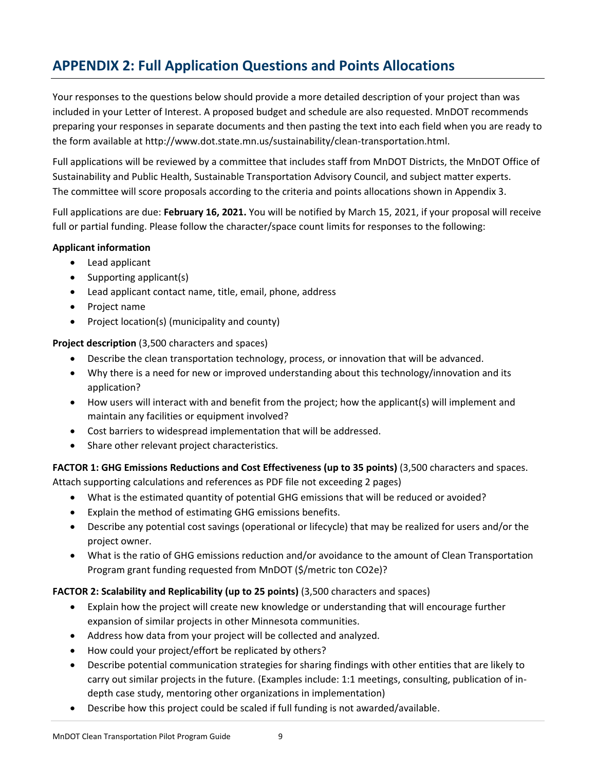## APPENDIX 2: Full Application Questions and Points Allocations

Your responses to the questions below should provide a more detailed description of your project than was included in your Letter of Interest. A proposed budget and schedule are also requested. MnDOT recommends preparing your responses in separate documents and then pasting the text into each field when you are ready to the form available at http://www.dot.state.mn.us/sustainability/clean-transportation.html.

Full applications will be reviewed by a committee that includes staff from MnDOT Districts, the MnDOT Office of Sustainability and Public Health, Sustainable Transportation Advisory Council, and subject matter experts. The committee will score proposals according to the criteria and points allocations shown in Appendix 3.

Full applications are due: **February 16, 2021.** You will be notified by March 15, 2021, if your proposal will receive full or partial funding. Please follow the character/space count limits for responses to the following:

**Applicant information**

- Lead applicant
- Supporting applicant(s)
- Lead applicant contact name, title, email, phone, address
- Project name
- Project location(s) (municipality and county)

**Project description** (3,500 characters and spaces)

- Describe the clean transportation technology, process, or innovation that will be advanced.
- Why there is a need for new or improved understanding about this technology/innovation and its application?
- How users will interact with and benefit from the project; how the applicant(s) will implement and maintain any facilities or equipment involved?
- Cost barriers to widespread implementation that will be addressed.
- Share other relevant project characteristics.

**FACTOR 1: GHG Emissions Reductions and Cost Effectiveness (up to 35 points)** (3,500 characters and spaces. Attach supporting calculations and references as PDF file not exceeding 2 pages)

- What is the estimated quantity of potential GHG emissions that will be reduced or avoided?
- Explain the method of estimating GHG emissions benefits.
- Describe any potential cost savings (operational or lifecycle) that may be realized for users and/or the project owner.
- What is the ratio of GHG emissions reduction and/or avoidance to the amount of Clean Transportation Program grant funding requested from MnDOT ($/metric ton CO2e)?

**FACTOR 2: Scalability and Replicability (up to 25 points)** (3,500 characters and spaces)

- Explain how the project will create new knowledge or understanding that will encourage further expansion of similar projects in other Minnesota communities.
- Address how data from your project will be collected and analyzed.
- How could your project/effort be replicated by others?
- Describe potential communication strategies for sharing findings with other entities that are likely to carry out similar projects in the future. (Examples include: 1:1 meetings, consulting, publication of in-depth case study, mentoring other organizations in implementation)
- Describe how this project could be scaled if full funding is not awarded/available.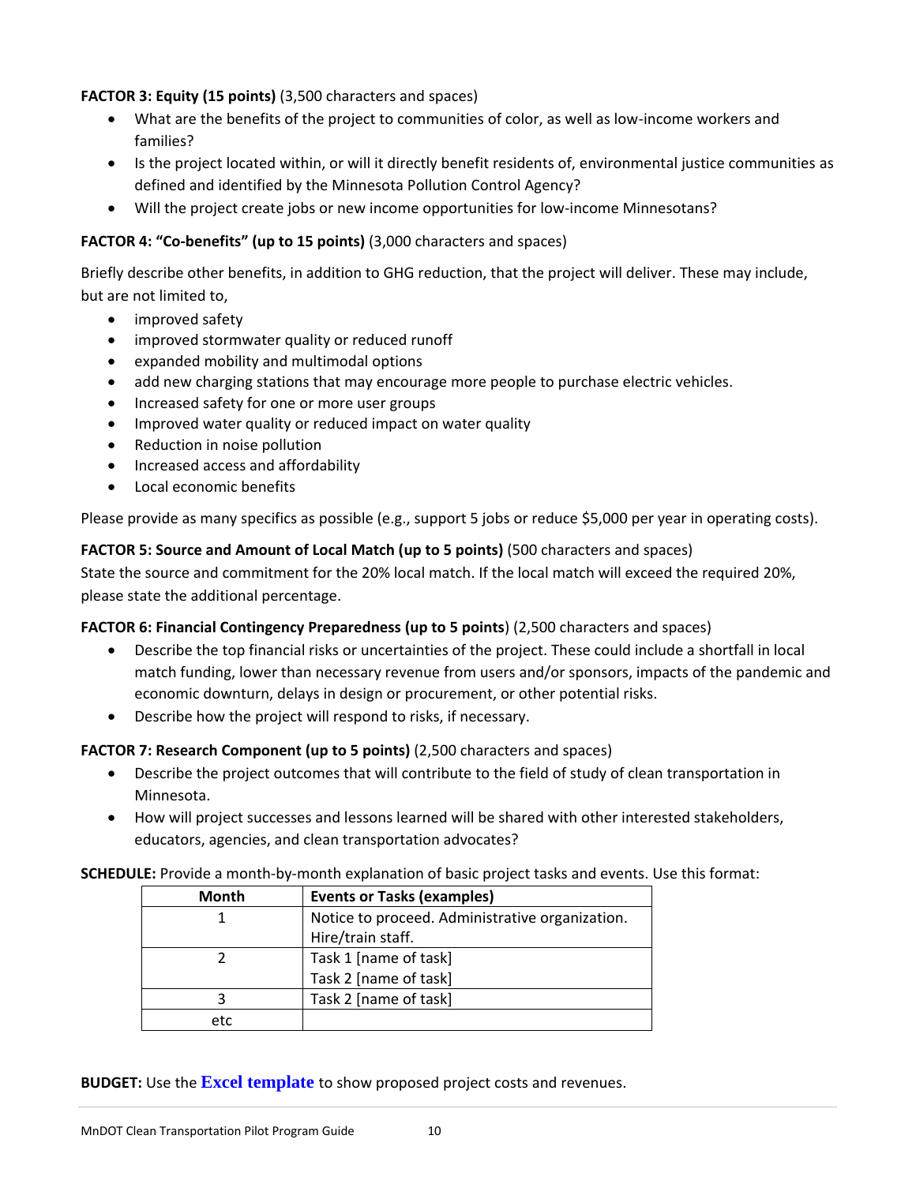**FACTOR 3: Equity (15 points)** (3,500 characters and spaces)

- What are the benefits of the project to communities of color, as well as low-income workers and families?
- Is the project located within, or will it directly benefit residents of, environmental justice communities as defined and identified by the Minnesota Pollution Control Agency?
- Will the project create jobs or new income opportunities for low-income Minnesotans?

**FACTOR 4: "Co-benefits" (up to 15 points)** (3,000 characters and spaces)

Briefly describe other benefits, in addition to GHG reduction, that the project will deliver. These may include, but are not limited to,

- improved safety
- improved stormwater quality or reduced runoff
- expanded mobility and multimodal options
- add new charging stations that may encourage more people to purchase electric vehicles.
- Increased safety for one or more user groups
- Improved water quality or reduced impact on water quality
- Reduction in noise pollution
- Increased access and affordability
- Local economic benefits

Please provide as many specifics as possible (e.g., support 5 jobs or reduce $5,000 per year in operating costs).

**FACTOR 5: Source and Amount of Local Match (up to 5 points)** (500 characters and spaces)
State the source and commitment for the 20% local match. If the local match will exceed the required 20%, please state the additional percentage.

**FACTOR 6: Financial Contingency Preparedness (up to 5 points)** (2,500 characters and spaces)

- Describe the top financial risks or uncertainties of the project. These could include a shortfall in local match funding, lower than necessary revenue from users and/or sponsors, impacts of the pandemic and economic downturn, delays in design or procurement, or other potential risks.
- Describe how the project will respond to risks, if necessary.

**FACTOR 7: Research Component (up to 5 points)** (2,500 characters and spaces)

- Describe the project outcomes that will contribute to the field of study of clean transportation in Minnesota.
- How will project successes and lessons learned will be shared with other interested stakeholders, educators, agencies, and clean transportation advocates?

**SCHEDULE:** Provide a month-by-month explanation of basic project tasks and events. Use this format:

| Month | Events or Tasks (examples) |
|---|---|
| 1 | Notice to proceed. Administrative organization. Hire/train staff. |
| 2 | Task 1 [name of task]<br>Task 2 [name of task] |
| 3 | Task 2 [name of task] |
| etc | |

**BUDGET:** Use the **Excel template** to show proposed project costs and revenues.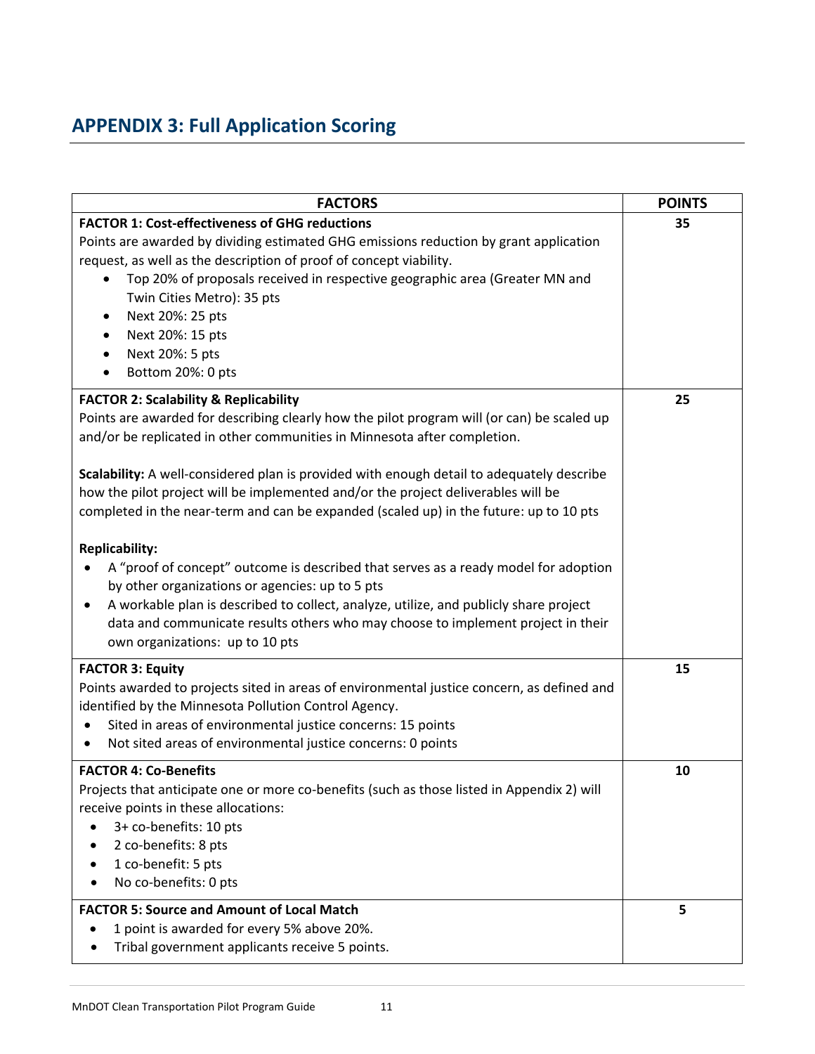## APPENDIX 3: Full Application Scoring

| FACTORS | POINTS |
|---|---|
| **FACTOR 1: Cost-effectiveness of GHG reductions**<br>Points are awarded by dividing estimated GHG emissions reduction by grant application request, as well as the description of proof of concept viability.<br>• Top 20% of proposals received in respective geographic area (Greater MN and Twin Cities Metro): 35 pts<br>• Next 20%: 25 pts<br>• Next 20%: 15 pts<br>• Next 20%: 5 pts<br>• Bottom 20%: 0 pts | **35** |
| **FACTOR 2: Scalability & Replicability**<br>Points are awarded for describing clearly how the pilot program will (or can) be scaled up and/or be replicated in other communities in Minnesota after completion.<br><br>**Scalability:** A well-considered plan is provided with enough detail to adequately describe how the pilot project will be implemented and/or the project deliverables will be completed in the near-term and can be expanded (scaled up) in the future: up to 10 pts<br><br>**Replicability:**<br>• A "proof of concept" outcome is described that serves as a ready model for adoption by other organizations or agencies: up to 5 pts<br>• A workable plan is described to collect, analyze, utilize, and publicly share project data and communicate results others who may choose to implement project in their own organizations: up to 10 pts | **25** |
| **FACTOR 3: Equity**<br>Points awarded to projects sited in areas of environmental justice concern, as defined and identified by the Minnesota Pollution Control Agency.<br>• Sited in areas of environmental justice concerns: 15 points<br>• Not sited areas of environmental justice concerns: 0 points | **15** |
| **FACTOR 4: Co-Benefits**<br>Projects that anticipate one or more co-benefits (such as those listed in Appendix 2) will receive points in these allocations:<br>• 3+ co-benefits: 10 pts<br>• 2 co-benefits: 8 pts<br>• 1 co-benefit: 5 pts<br>• No co-benefits: 0 pts | **10** |
| **FACTOR 5: Source and Amount of Local Match**<br>• 1 point is awarded for every 5% above 20%.<br>• Tribal government applicants receive 5 points. | **5** |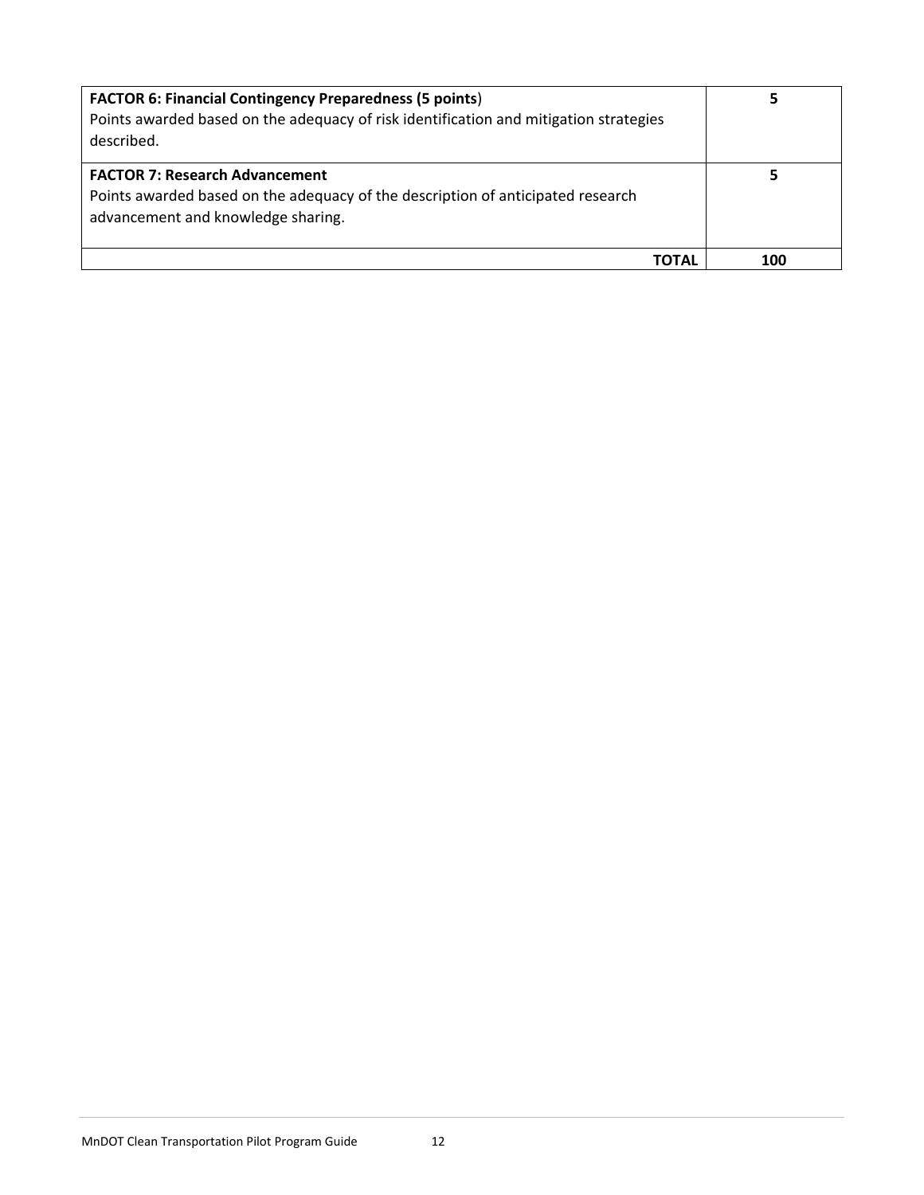| | |
|---|---|
| **FACTOR 6: Financial Contingency Preparedness (5 points**)<br>Points awarded based on the adequacy of risk identification and mitigation strategies described. | **5** |
| **FACTOR 7: Research Advancement**<br>Points awarded based on the adequacy of the description of anticipated research advancement and knowledge sharing. | **5** |
| **TOTAL** | **100** |